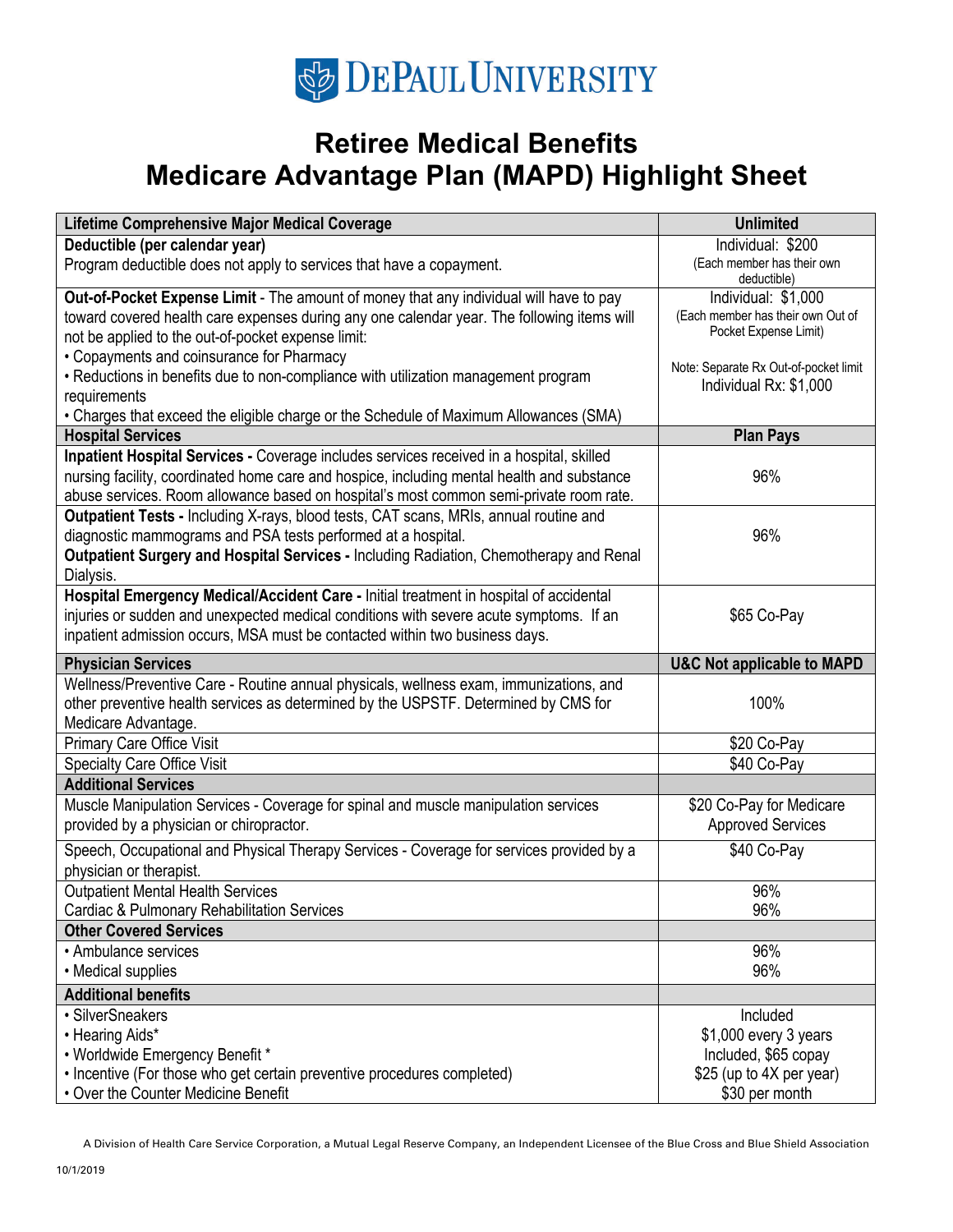# DePaul University

# Retiree Medical Benefits
# Medicare Advantage Plan (MAPD) Highlight Sheet

| **Lifetime Comprehensive Major Medical Coverage** | **Unlimited** |
|---|---|
| **Deductible (per calendar year)**<br>Program deductible does not apply to services that have a copayment. | Individual: $200<br>(Each member has their own deductible) |
| **Out-of-Pocket Expense Limit** - The amount of money that any individual will have to pay toward covered health care expenses during any one calendar year. The following items will not be applied to the out-of-pocket expense limit:<br>• Copayments and coinsurance for Pharmacy<br>• Reductions in benefits due to non-compliance with utilization management program requirements<br>• Charges that exceed the eligible charge or the Schedule of Maximum Allowances (SMA) | Individual: $1,000<br>(Each member has their own Out of Pocket Expense Limit)<br><br>Note: Separate Rx Out-of-pocket limit<br>Individual Rx: $1,000 |
| **Hospital Services** | **Plan Pays** |
| **Inpatient Hospital Services -** Coverage includes services received in a hospital, skilled nursing facility, coordinated home care and hospice, including mental health and substance abuse services. Room allowance based on hospital's most common semi-private room rate. | 96% |
| **Outpatient Tests -** Including X-rays, blood tests, CAT scans, MRIs, annual routine and diagnostic mammograms and PSA tests performed at a hospital.<br>**Outpatient Surgery and Hospital Services -** Including Radiation, Chemotherapy and Renal Dialysis. | 96% |
| **Hospital Emergency Medical/Accident Care -** Initial treatment in hospital of accidental injuries or sudden and unexpected medical conditions with severe acute symptoms. If an inpatient admission occurs, MSA must be contacted within two business days. | $65 Co-Pay |
| **Physician Services** | **U&C Not applicable to MAPD** |
| Wellness/Preventive Care - Routine annual physicals, wellness exam, immunizations, and other preventive health services as determined by the USPSTF. Determined by CMS for Medicare Advantage. | 100% |
| Primary Care Office Visit | $20 Co-Pay |
| Specialty Care Office Visit | $40 Co-Pay |
| **Additional Services** | |
| Muscle Manipulation Services - Coverage for spinal and muscle manipulation services provided by a physician or chiropractor. | $20 Co-Pay for Medicare Approved Services |
| Speech, Occupational and Physical Therapy Services - Coverage for services provided by a physician or therapist. | $40 Co-Pay |
| Outpatient Mental Health Services<br>Cardiac & Pulmonary Rehabilitation Services | 96%<br>96% |
| **Other Covered Services** | |
| • Ambulance services<br>• Medical supplies | 96%<br>96% |
| **Additional benefits** | |
| • SilverSneakers<br>• Hearing Aids*<br>• Worldwide Emergency Benefit *<br>• Incentive (For those who get certain preventive procedures completed)<br>• Over the Counter Medicine Benefit | Included<br>$1,000 every 3 years<br>Included, $65 copay<br>$25 (up to 4X per year)<br>$30 per month |

A Division of Health Care Service Corporation, a Mutual Legal Reserve Company, an Independent Licensee of the Blue Cross and Blue Shield Association

10/1/2019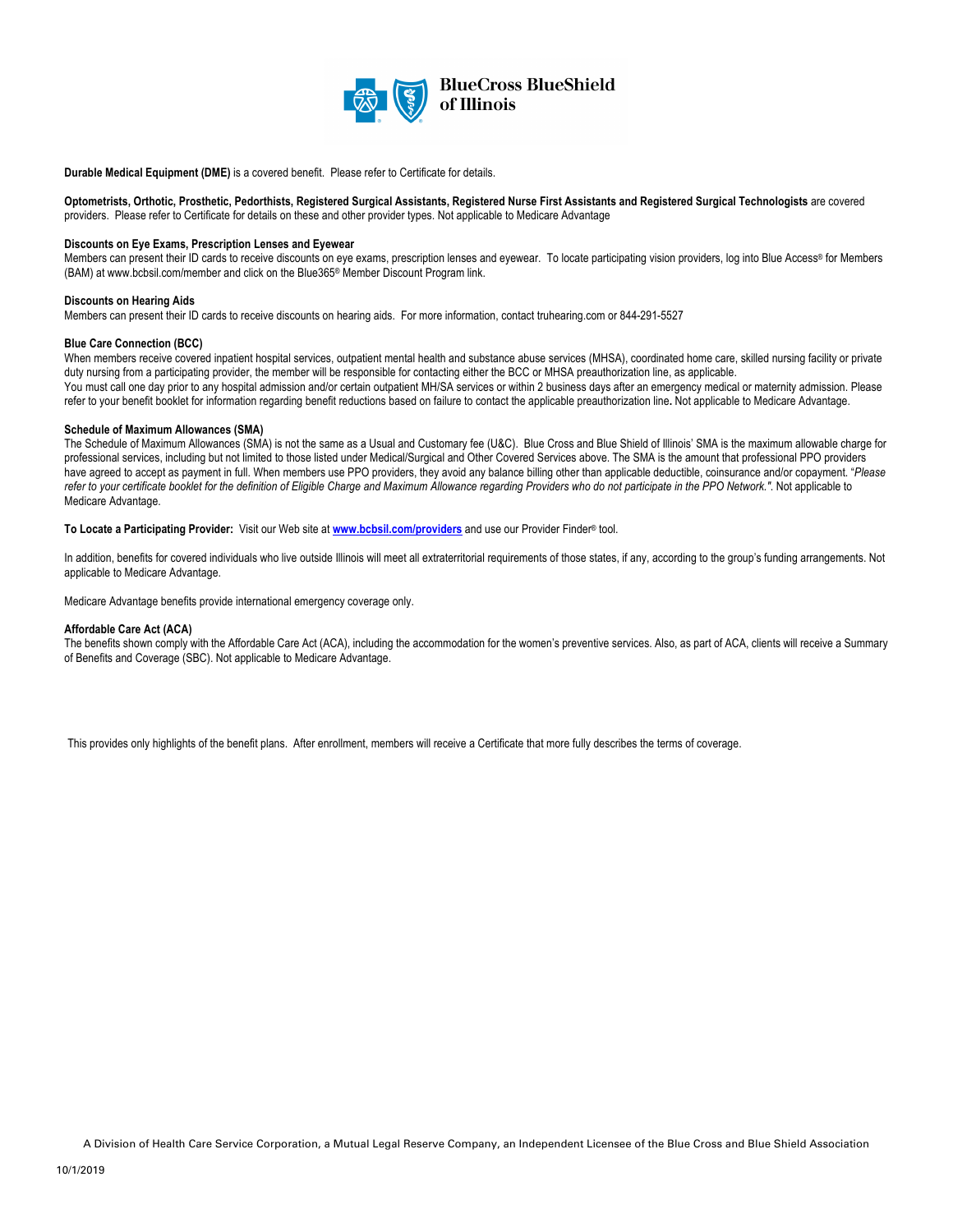**Durable Medical Equipment (DME)** is a covered benefit. Please refer to Certificate for details.

**Optometrists, Orthotic, Prosthetic, Pedorthists, Registered Surgical Assistants, Registered Nurse First Assistants and Registered Surgical Technologists** are covered providers. Please refer to Certificate for details on these and other provider types. Not applicable to Medicare Advantage

**Discounts on Eye Exams, Prescription Lenses and Eyewear**
Members can present their ID cards to receive discounts on eye exams, prescription lenses and eyewear. To locate participating vision providers, log into Blue Access® for Members (BAM) at www.bcbsil.com/member and click on the Blue365® Member Discount Program link.

**Discounts on Hearing Aids**
Members can present their ID cards to receive discounts on hearing aids. For more information, contact truhearing.com or 844-291-5527

**Blue Care Connection (BCC)**
When members receive covered inpatient hospital services, outpatient mental health and substance abuse services (MHSA), coordinated home care, skilled nursing facility or private duty nursing from a participating provider, the member will be responsible for contacting either the BCC or MHSA preauthorization line, as applicable.
You must call one day prior to any hospital admission and/or certain outpatient MH/SA services or within 2 business days after an emergency medical or maternity admission. Please refer to your benefit booklet for information regarding benefit reductions based on failure to contact the applicable preauthorization line**.** Not applicable to Medicare Advantage.

**Schedule of Maximum Allowances (SMA)**
The Schedule of Maximum Allowances (SMA) is not the same as a Usual and Customary fee (U&C). Blue Cross and Blue Shield of Illinois' SMA is the maximum allowable charge for professional services, including but not limited to those listed under Medical/Surgical and Other Covered Services above. The SMA is the amount that professional PPO providers have agreed to accept as payment in full. When members use PPO providers, they avoid any balance billing other than applicable deductible, coinsurance and/or copayment. "*Please refer to your certificate booklet for the definition of Eligible Charge and Maximum Allowance regarding Providers who do not participate in the PPO Network."*. Not applicable to Medicare Advantage.

**To Locate a Participating Provider:** Visit our Web site at **www.bcbsil.com/providers** and use our Provider Finder® tool.

In addition, benefits for covered individuals who live outside Illinois will meet all extraterritorial requirements of those states, if any, according to the group's funding arrangements. Not applicable to Medicare Advantage.

Medicare Advantage benefits provide international emergency coverage only.

**Affordable Care Act (ACA)**
The benefits shown comply with the Affordable Care Act (ACA), including the accommodation for the women's preventive services. Also, as part of ACA, clients will receive a Summary of Benefits and Coverage (SBC). Not applicable to Medicare Advantage.

This provides only highlights of the benefit plans. After enrollment, members will receive a Certificate that more fully describes the terms of coverage.

A Division of Health Care Service Corporation, a Mutual Legal Reserve Company, an Independent Licensee of the Blue Cross and Blue Shield Association

10/1/2019